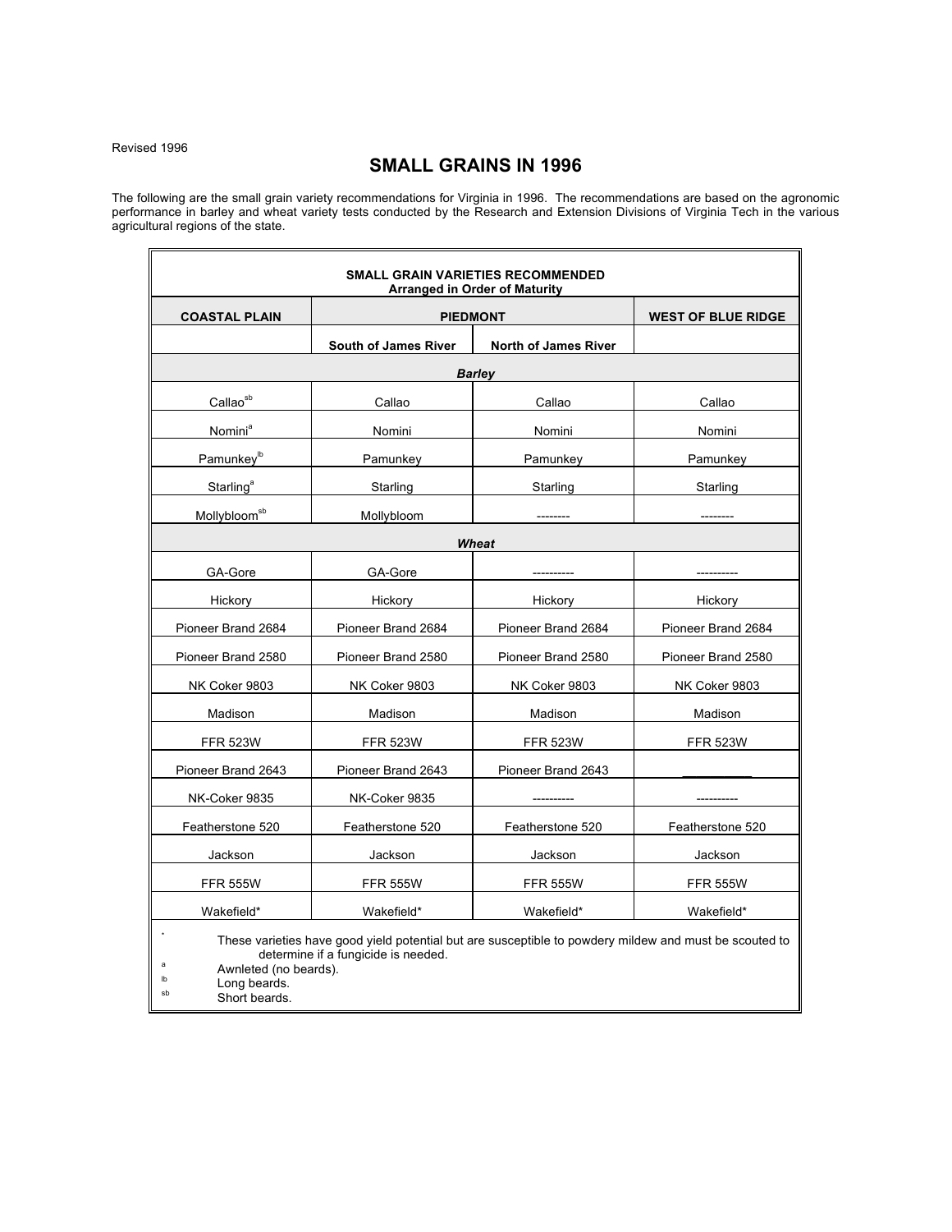Revised 1996

# SMALL GRAINS IN 1996

The following are the small grain variety recommendations for Virginia in 1996. The recommendations are based on the agronomic performance in barley and wheat variety tests conducted by the Research and Extension Divisions of Virginia Tech in the various agricultural regions of the state.

**SMALL GRAIN VARIETIES RECOMMENDED**
**Arranged in Order of Maturity**

| COASTAL PLAIN | PIEDMONT | | WEST OF BLUE RIDGE |
|---|---|---|---|
| | South of James River | North of James River | |
| ***Barley*** | | | |
| Callao[sb] | Callao | Callao | Callao |
| Nomini[a] | Nomini | Nomini | Nomini |
| Pamunkey[lb] | Pamunkey | Pamunkey | Pamunkey |
| Starling[a] | Starling | Starling | Starling |
| Mollybloom[sb] | Mollybloom | -------- | -------- |
| ***Wheat*** | | | |
| GA-Gore | GA-Gore | ---------- | ---------- |
| Hickory | Hickory | Hickory | Hickory |
| Pioneer Brand 2684 | Pioneer Brand 2684 | Pioneer Brand 2684 | Pioneer Brand 2684 |
| Pioneer Brand 2580 | Pioneer Brand 2580 | Pioneer Brand 2580 | Pioneer Brand 2580 |
| NK Coker 9803 | NK Coker 9803 | NK Coker 9803 | NK Coker 9803 |
| Madison | Madison | Madison | Madison |
| FFR 523W | FFR 523W | FFR 523W | FFR 523W |
| Pioneer Brand 2643 | Pioneer Brand 2643 | Pioneer Brand 2643 | __________ |
| NK-Coker 9835 | NK-Coker 9835 | ---------- | ---------- |
| Featherstone 520 | Featherstone 520 | Featherstone 520 | Featherstone 520 |
| Jackson | Jackson | Jackson | Jackson |
| FFR 555W | FFR 555W | FFR 555W | FFR 555W |
| Wakefield* | Wakefield* | Wakefield* | Wakefield* |

\* These varieties have good yield potential but are susceptible to powdery mildew and must be scouted to determine if a fungicide is needed.
[a] Awnleted (no beards).
[lb] Long beards.
[sb] Short beards.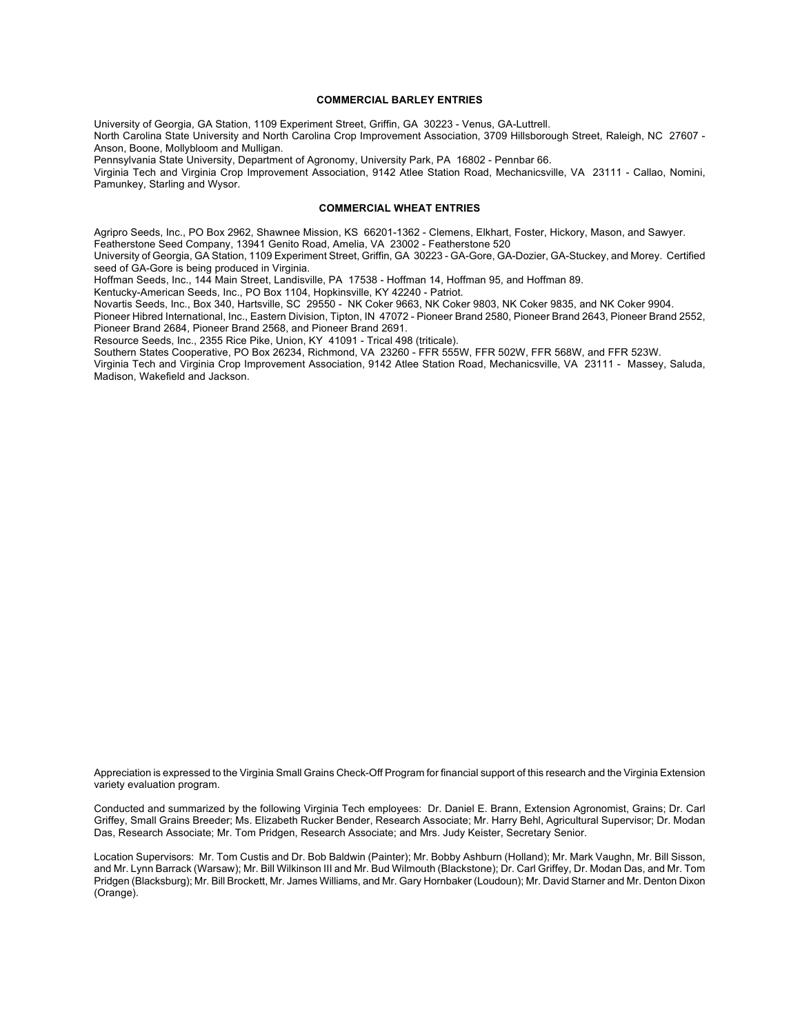## COMMERCIAL BARLEY ENTRIES

University of Georgia, GA Station, 1109 Experiment Street, Griffin, GA 30223 - Venus, GA-Luttrell.
North Carolina State University and North Carolina Crop Improvement Association, 3709 Hillsborough Street, Raleigh, NC 27607 - Anson, Boone, Mollybloom and Mulligan.
Pennsylvania State University, Department of Agronomy, University Park, PA 16802 - Pennbar 66.
Virginia Tech and Virginia Crop Improvement Association, 9142 Atlee Station Road, Mechanicsville, VA 23111 - Callao, Nomini, Pamunkey, Starling and Wysor.

## COMMERCIAL WHEAT ENTRIES

Agripro Seeds, Inc., PO Box 2962, Shawnee Mission, KS 66201-1362 - Clemens, Elkhart, Foster, Hickory, Mason, and Sawyer.
Featherstone Seed Company, 13941 Genito Road, Amelia, VA 23002 - Featherstone 520
University of Georgia, GA Station, 1109 Experiment Street, Griffin, GA 30223 - GA-Gore, GA-Dozier, GA-Stuckey, and Morey. Certified seed of GA-Gore is being produced in Virginia.
Hoffman Seeds, Inc., 144 Main Street, Landisville, PA 17538 - Hoffman 14, Hoffman 95, and Hoffman 89.
Kentucky-American Seeds, Inc., PO Box 1104, Hopkinsville, KY 42240 - Patriot.
Novartis Seeds, Inc., Box 340, Hartsville, SC 29550 - NK Coker 9663, NK Coker 9803, NK Coker 9835, and NK Coker 9904.
Pioneer Hibred International, Inc., Eastern Division, Tipton, IN 47072 - Pioneer Brand 2580, Pioneer Brand 2643, Pioneer Brand 2552, Pioneer Brand 2684, Pioneer Brand 2568, and Pioneer Brand 2691.
Resource Seeds, Inc., 2355 Rice Pike, Union, KY 41091 - Trical 498 (triticale).
Southern States Cooperative, PO Box 26234, Richmond, VA 23260 - FFR 555W, FFR 502W, FFR 568W, and FFR 523W.
Virginia Tech and Virginia Crop Improvement Association, 9142 Atlee Station Road, Mechanicsville, VA 23111 - Massey, Saluda, Madison, Wakefield and Jackson.

Appreciation is expressed to the Virginia Small Grains Check-Off Program for financial support of this research and the Virginia Extension variety evaluation program.

Conducted and summarized by the following Virginia Tech employees: Dr. Daniel E. Brann, Extension Agronomist, Grains; Dr. Carl Griffey, Small Grains Breeder; Ms. Elizabeth Rucker Bender, Research Associate; Mr. Harry Behl, Agricultural Supervisor; Dr. Modan Das, Research Associate; Mr. Tom Pridgen, Research Associate; and Mrs. Judy Keister, Secretary Senior.

Location Supervisors: Mr. Tom Custis and Dr. Bob Baldwin (Painter); Mr. Bobby Ashburn (Holland); Mr. Mark Vaughn, Mr. Bill Sisson, and Mr. Lynn Barrack (Warsaw); Mr. Bill Wilkinson III and Mr. Bud Wilmouth (Blackstone); Dr. Carl Griffey, Dr. Modan Das, and Mr. Tom Pridgen (Blacksburg); Mr. Bill Brockett, Mr. James Williams, and Mr. Gary Hornbaker (Loudoun); Mr. David Starner and Mr. Denton Dixon (Orange).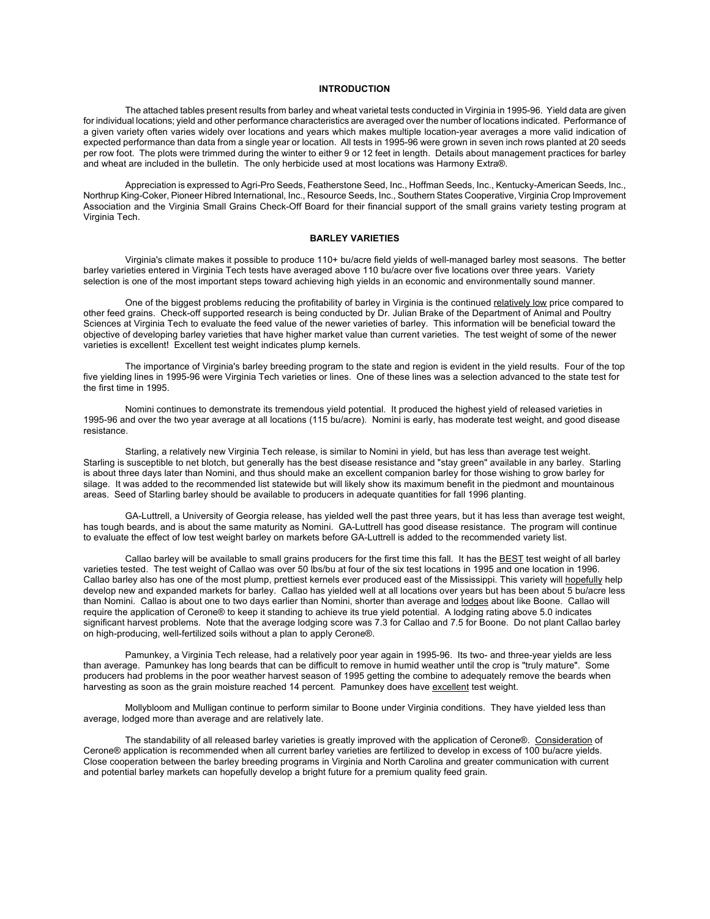## INTRODUCTION

The attached tables present results from barley and wheat varietal tests conducted in Virginia in 1995-96. Yield data are given for individual locations; yield and other performance characteristics are averaged over the number of locations indicated. Performance of a given variety often varies widely over locations and years which makes multiple location-year averages a more valid indication of expected performance than data from a single year or location. All tests in 1995-96 were grown in seven inch rows planted at 20 seeds per row foot. The plots were trimmed during the winter to either 9 or 12 feet in length. Details about management practices for barley and wheat are included in the bulletin. The only herbicide used at most locations was Harmony Extra®.

Appreciation is expressed to Agri-Pro Seeds, Featherstone Seed, Inc., Hoffman Seeds, Inc., Kentucky-American Seeds, Inc., Northrup King-Coker, Pioneer Hibred International, Inc., Resource Seeds, Inc., Southern States Cooperative, Virginia Crop Improvement Association and the Virginia Small Grains Check-Off Board for their financial support of the small grains variety testing program at Virginia Tech.

## BARLEY VARIETIES

Virginia's climate makes it possible to produce 110+ bu/acre field yields of well-managed barley most seasons. The better barley varieties entered in Virginia Tech tests have averaged above 110 bu/acre over five locations over three years. Variety selection is one of the most important steps toward achieving high yields in an economic and environmentally sound manner.

One of the biggest problems reducing the profitability of barley in Virginia is the continued relatively low price compared to other feed grains. Check-off supported research is being conducted by Dr. Julian Brake of the Department of Animal and Poultry Sciences at Virginia Tech to evaluate the feed value of the newer varieties of barley. This information will be beneficial toward the objective of developing barley varieties that have higher market value than current varieties. The test weight of some of the newer varieties is excellent! Excellent test weight indicates plump kernels.

The importance of Virginia's barley breeding program to the state and region is evident in the yield results. Four of the top five yielding lines in 1995-96 were Virginia Tech varieties or lines. One of these lines was a selection advanced to the state test for the first time in 1995.

Nomini continues to demonstrate its tremendous yield potential. It produced the highest yield of released varieties in 1995-96 and over the two year average at all locations (115 bu/acre). Nomini is early, has moderate test weight, and good disease resistance.

Starling, a relatively new Virginia Tech release, is similar to Nomini in yield, but has less than average test weight. Starling is susceptible to net blotch, but generally has the best disease resistance and "stay green" available in any barley. Starling is about three days later than Nomini, and thus should make an excellent companion barley for those wishing to grow barley for silage. It was added to the recommended list statewide but will likely show its maximum benefit in the piedmont and mountainous areas. Seed of Starling barley should be available to producers in adequate quantities for fall 1996 planting.

GA-Luttrell, a University of Georgia release, has yielded well the past three years, but it has less than average test weight, has tough beards, and is about the same maturity as Nomini. GA-Luttrell has good disease resistance. The program will continue to evaluate the effect of low test weight barley on markets before GA-Luttrell is added to the recommended variety list.

Callao barley will be available to small grains producers for the first time this fall. It has the BEST test weight of all barley varieties tested. The test weight of Callao was over 50 lbs/bu at four of the six test locations in 1995 and one location in 1996. Callao barley also has one of the most plump, prettiest kernels ever produced east of the Mississippi. This variety will hopefully help develop new and expanded markets for barley. Callao has yielded well at all locations over years but has been about 5 bu/acre less than Nomini. Callao is about one to two days earlier than Nomini, shorter than average and lodges about like Boone. Callao will require the application of Cerone® to keep it standing to achieve its true yield potential. A lodging rating above 5.0 indicates significant harvest problems. Note that the average lodging score was 7.3 for Callao and 7.5 for Boone. Do not plant Callao barley on high-producing, well-fertilized soils without a plan to apply Cerone®.

Pamunkey, a Virginia Tech release, had a relatively poor year again in 1995-96. Its two- and three-year yields are less than average. Pamunkey has long beards that can be difficult to remove in humid weather until the crop is "truly mature". Some producers had problems in the poor weather harvest season of 1995 getting the combine to adequately remove the beards when harvesting as soon as the grain moisture reached 14 percent. Pamunkey does have excellent test weight.

Mollybloom and Mulligan continue to perform similar to Boone under Virginia conditions. They have yielded less than average, lodged more than average and are relatively late.

The standability of all released barley varieties is greatly improved with the application of Cerone®. Consideration of Cerone® application is recommended when all current barley varieties are fertilized to develop in excess of 100 bu/acre yields. Close cooperation between the barley breeding programs in Virginia and North Carolina and greater communication with current and potential barley markets can hopefully develop a bright future for a premium quality feed grain.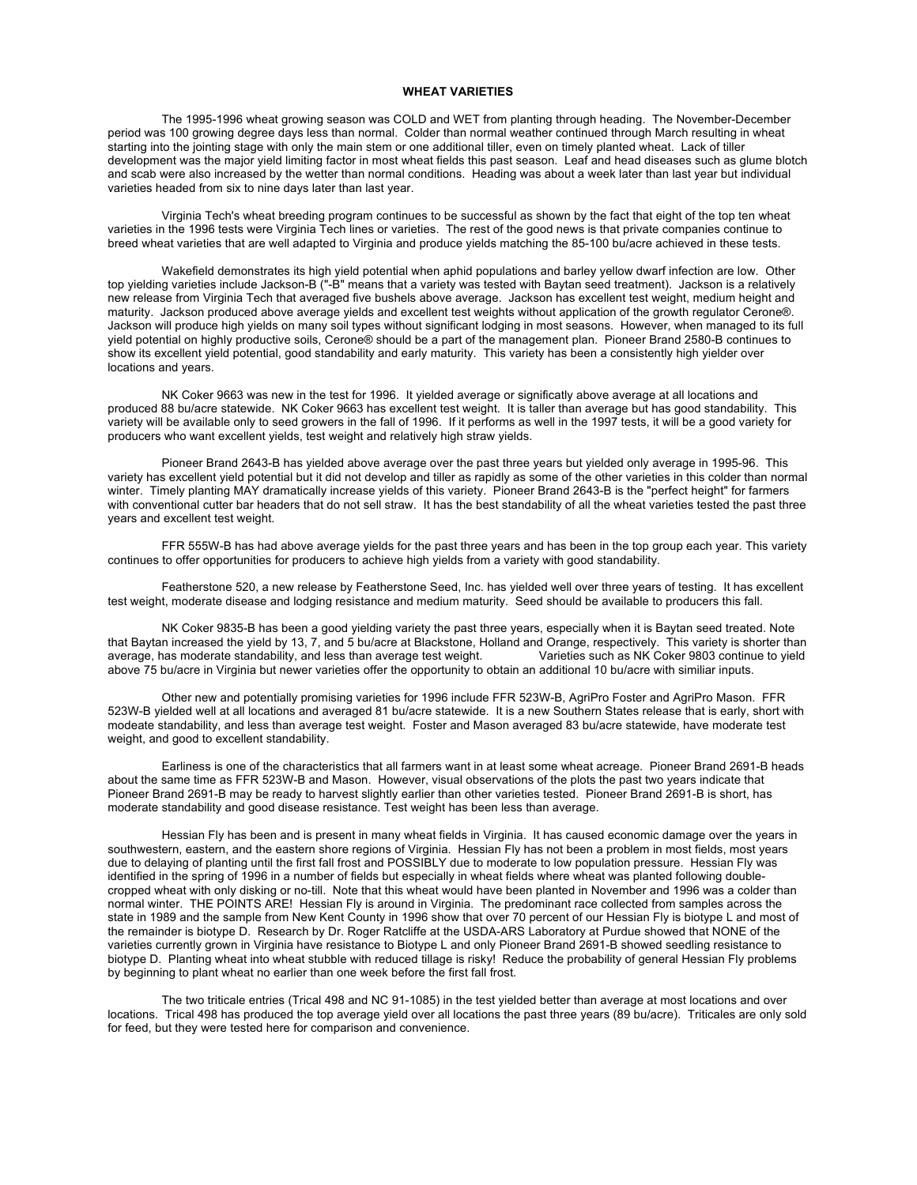## WHEAT VARIETIES

The 1995-1996 wheat growing season was COLD and WET from planting through heading. The November-December period was 100 growing degree days less than normal. Colder than normal weather continued through March resulting in wheat starting into the jointing stage with only the main stem or one additional tiller, even on timely planted wheat. Lack of tiller development was the major yield limiting factor in most wheat fields this past season. Leaf and head diseases such as glume blotch and scab were also increased by the wetter than normal conditions. Heading was about a week later than last year but individual varieties headed from six to nine days later than last year.

Virginia Tech's wheat breeding program continues to be successful as shown by the fact that eight of the top ten wheat varieties in the 1996 tests were Virginia Tech lines or varieties. The rest of the good news is that private companies continue to breed wheat varieties that are well adapted to Virginia and produce yields matching the 85-100 bu/acre achieved in these tests.

Wakefield demonstrates its high yield potential when aphid populations and barley yellow dwarf infection are low. Other top yielding varieties include Jackson-B ("-B" means that a variety was tested with Baytan seed treatment). Jackson is a relatively new release from Virginia Tech that averaged five bushels above average. Jackson has excellent test weight, medium height and maturity. Jackson produced above average yields and excellent test weights without application of the growth regulator Cerone®. Jackson will produce high yields on many soil types without significant lodging in most seasons. However, when managed to its full yield potential on highly productive soils, Cerone® should be a part of the management plan. Pioneer Brand 2580-B continues to show its excellent yield potential, good standability and early maturity. This variety has been a consistently high yielder over locations and years.

NK Coker 9663 was new in the test for 1996. It yielded average or significatly above average at all locations and produced 88 bu/acre statewide. NK Coker 9663 has excellent test weight. It is taller than average but has good standability. This variety will be available only to seed growers in the fall of 1996. If it performs as well in the 1997 tests, it will be a good variety for producers who want excellent yields, test weight and relatively high straw yields.

Pioneer Brand 2643-B has yielded above average over the past three years but yielded only average in 1995-96. This variety has excellent yield potential but it did not develop and tiller as rapidly as some of the other varieties in this colder than normal winter. Timely planting MAY dramatically increase yields of this variety. Pioneer Brand 2643-B is the "perfect height" for farmers with conventional cutter bar headers that do not sell straw. It has the best standability of all the wheat varieties tested the past three years and excellent test weight.

FFR 555W-B has had above average yields for the past three years and has been in the top group each year. This variety continues to offer opportunities for producers to achieve high yields from a variety with good standability.

Featherstone 520, a new release by Featherstone Seed, Inc. has yielded well over three years of testing. It has excellent test weight, moderate disease and lodging resistance and medium maturity. Seed should be available to producers this fall.

NK Coker 9835-B has been a good yielding variety the past three years, especially when it is Baytan seed treated. Note that Baytan increased the yield by 13, 7, and 5 bu/acre at Blackstone, Holland and Orange, respectively. This variety is shorter than average, has moderate standability, and less than average test weight. Varieties such as NK Coker 9803 continue to yield above 75 bu/acre in Virginia but newer varieties offer the opportunity to obtain an additional 10 bu/acre with similiar inputs.

Other new and potentially promising varieties for 1996 include FFR 523W-B, AgriPro Foster and AgriPro Mason. FFR 523W-B yielded well at all locations and averaged 81 bu/acre statewide. It is a new Southern States release that is early, short with modeate standability, and less than average test weight. Foster and Mason averaged 83 bu/acre statewide, have moderate test weight, and good to excellent standability.

Earliness is one of the characteristics that all farmers want in at least some wheat acreage. Pioneer Brand 2691-B heads about the same time as FFR 523W-B and Mason. However, visual observations of the plots the past two years indicate that Pioneer Brand 2691-B may be ready to harvest slightly earlier than other varieties tested. Pioneer Brand 2691-B is short, has moderate standability and good disease resistance. Test weight has been less than average.

Hessian Fly has been and is present in many wheat fields in Virginia. It has caused economic damage over the years in southwestern, eastern, and the eastern shore regions of Virginia. Hessian Fly has not been a problem in most fields, most years due to delaying of planting until the first fall frost and POSSIBLY due to moderate to low population pressure. Hessian Fly was identified in the spring of 1996 in a number of fields but especially in wheat fields where wheat was planted following double-cropped wheat with only disking or no-till. Note that this wheat would have been planted in November and 1996 was a colder than normal winter. THE POINTS ARE! Hessian Fly is around in Virginia. The predominant race collected from samples across the state in 1989 and the sample from New Kent County in 1996 show that over 70 percent of our Hessian Fly is biotype L and most of the remainder is biotype D. Research by Dr. Roger Ratcliffe at the USDA-ARS Laboratory at Purdue showed that NONE of the varieties currently grown in Virginia have resistance to Biotype L and only Pioneer Brand 2691-B showed seedling resistance to biotype D. Planting wheat into wheat stubble with reduced tillage is risky! Reduce the probability of general Hessian Fly problems by beginning to plant wheat no earlier than one week before the first fall frost.

The two triticale entries (Trical 498 and NC 91-1085) in the test yielded better than average at most locations and over locations. Trical 498 has produced the top average yield over all locations the past three years (89 bu/acre). Triticales are only sold for feed, but they were tested here for comparison and convenience.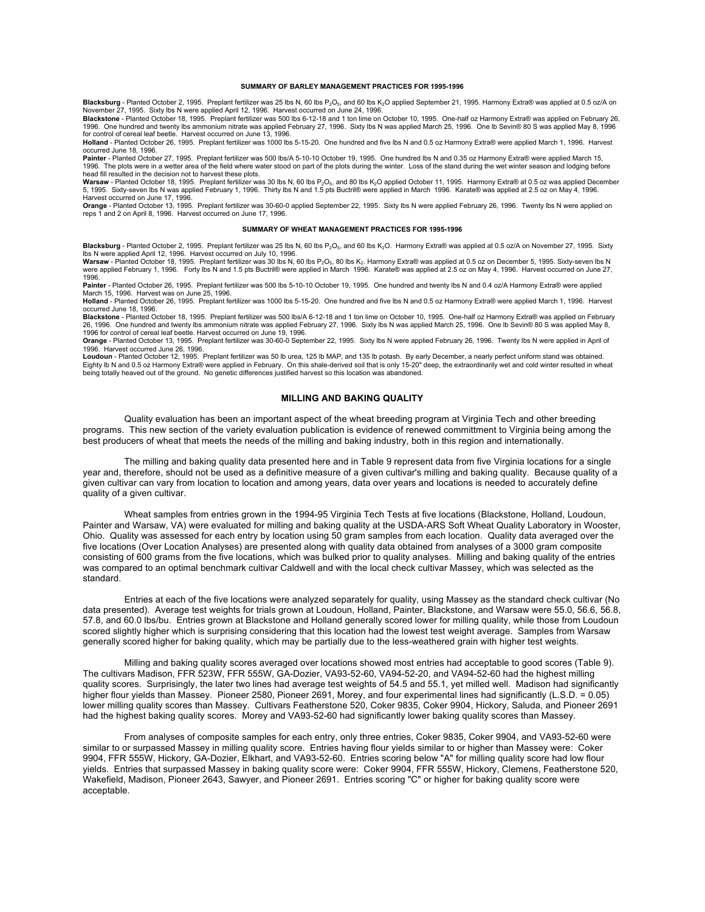### SUMMARY OF BARLEY MANAGEMENT PRACTICES FOR 1995-1996

**Blacksburg** - Planted October 2, 1995. Preplant fertilizer was 25 lbs N, 60 lbs $P_2O_5$, and 60 lbs $K_2O$ applied September 21, 1995. Harmony Extra® was applied at 0.5 oz/A on November 27, 1995. Sixty lbs N were applied April 12, 1996. Harvest occurred on June 24, 1996.

**Blackstone** - Planted October 18, 1995. Preplant fertilizer was 500 lbs 6-12-18 and 1 ton lime on October 10, 1995. One-half oz Harmony Extra® was applied on February 26, 1996. One hundred and twenty lbs ammonium nitrate was applied February 27, 1996. Sixty lbs N was applied March 25, 1996. One lb Sevin® 80 S was applied May 8, 1996 for control of cereal leaf beetle. Harvest occurred on June 13, 1996.

**Holland** - Planted October 26, 1995. Preplant fertilizer was 1000 lbs 5-15-20. One hundred and five lbs N and 0.5 oz Harmony Extra® were applied March 1, 1996. Harvest occurred June 18, 1996.

**Painter** - Planted October 27, 1995. Preplant fertilizer was 500 lbs/A 5-10-10 October 19, 1995. One hundred lbs N and 0.35 oz Harmony Extra® were applied March 15, 1996. The plots were in a wetter area of the field where water stood on part of the plots during the winter. Loss of the stand during the wet winter season and lodging before head fill resulted in the decision not to harvest these plots.

**Warsaw** - Planted October 18, 1995. Preplant fertilizer was 30 lbs N, 60 lbs $P_2O_5$, and 80 lbs $K_2O$ applied October 11, 1995. Harmony Extra® at 0.5 oz was applied December 5, 1995. Sixty-seven lbs N was applied February 1, 1996. Thirty lbs N and 1.5 pts Buctril® were applied in March 1996. Karate® was applied at 2.5 oz on May 4, 1996. Harvest occurred on June 17, 1996.

**Orange** - Planted October 13, 1995. Preplant fertilizer was 30-60-0 applied September 22, 1995. Sixty lbs N were applied February 26, 1996. Twenty lbs N were applied on reps 1 and 2 on April 8, 1996. Harvest occurred on June 17, 1996.

### SUMMARY OF WHEAT MANAGEMENT PRACTICES FOR 1995-1996

**Blacksburg** - Planted October 2, 1995. Preplant fertilizer was 25 lbs N, 60 lbs $P_2O_5$, and 60 lbs $K_2O$. Harmony Extra® was applied at 0.5 oz/A on November 27, 1995. Sixty lbs N were applied April 12, 1996. Harvest occurred on July 10, 1996.

**Warsaw** - Planted October 18, 1995. Preplant fertilizer was 30 lbs N, 60 lbs $P_2O_5$, 80 lbs $K_2$. Harmony Extra® was applied at 0.5 oz on December 5, 1995. Sixty-seven lbs N were applied February 1, 1996. Forty lbs N and 1.5 pts Buctril® were applied in March 1996. Karate® was applied at 2.5 oz on May 4, 1996. Harvest occurred on June 27, 1996.

**Painter** - Planted October 26, 1995. Preplant fertilizer was 500 lbs 5-10-10 October 19, 1995. One hundred and twenty lbs N and 0.4 oz/A Harmony Extra® were applied March 15, 1996. Harvest was on June 25, 1996.

**Holland** - Planted October 26, 1995. Preplant fertilizer was 1000 lbs 5-15-20. One hundred and five lbs N and 0.5 oz Harmony Extra® were applied March 1, 1996. Harvest occurred June 18, 1996.

**Blackstone** - Planted October 18, 1995. Preplant fertilizer was 500 lbs/A 6-12-18 and 1 ton lime on October 10, 1995. One-half oz Harmony Extra® was applied on February 26, 1996. One hundred and twenty lbs ammonium nitrate was applied February 27, 1996. Sixty lbs N was applied March 25, 1996. One lb Sevin® 80 S was applied May 8, 1996 for control of cereal leaf beetle. Harvest occurred on June 19, 1996.

**Orange** - Planted October 13, 1995. Preplant fertilizer was 30-60-0 September 22, 1995. Sixty lbs N were applied February 26, 1996. Twenty lbs N were applied in April of 1996. Harvest occurred June 26, 1996.

**Loudoun** - Planted October 12, 1995. Preplant fertilizer was 50 lb urea, 125 lb MAP, and 135 lb potash. By early December, a nearly perfect uniform stand was obtained. Eighty lb N and 0.5 oz Harmony Extra® were applied in February. On this shale-derived soil that is only 15-20" deep, the extraordinarily wet and cold winter resulted in wheat being totally heaved out of the ground. No genetic differences justified harvest so this location was abandoned.

## MILLING AND BAKING QUALITY

Quality evaluation has been an important aspect of the wheat breeding program at Virginia Tech and other breeding programs. This new section of the variety evaluation publication is evidence of renewed committment to Virginia being among the best producers of wheat that meets the needs of the milling and baking industry, both in this region and internationally.

The milling and baking quality data presented here and in Table 9 represent data from five Virginia locations for a single year and, therefore, should not be used as a definitive measure of a given cultivar's milling and baking quality. Because quality of a given cultivar can vary from location to location and among years, data over years and locations is needed to accurately define quality of a given cultivar.

Wheat samples from entries grown in the 1994-95 Virginia Tech Tests at five locations (Blackstone, Holland, Loudoun, Painter and Warsaw, VA) were evaluated for milling and baking quality at the USDA-ARS Soft Wheat Quality Laboratory in Wooster, Ohio. Quality was assessed for each entry by location using 50 gram samples from each location. Quality data averaged over the five locations (Over Location Analyses) are presented along with quality data obtained from analyses of a 3000 gram composite consisting of 600 grams from the five locations, which was bulked prior to quality analyses. Milling and baking quality of the entries was compared to an optimal benchmark cultivar Caldwell and with the local check cultivar Massey, which was selected as the standard.

Entries at each of the five locations were analyzed separately for quality, using Massey as the standard check cultivar (No data presented). Average test weights for trials grown at Loudoun, Holland, Painter, Blackstone, and Warsaw were 55.0, 56.6, 56.8, 57.8, and 60.0 lbs/bu. Entries grown at Blackstone and Holland generally scored lower for milling quality, while those from Loudoun scored slightly higher which is surprising considering that this location had the lowest test weight average. Samples from Warsaw generally scored higher for baking quality, which may be partially due to the less-weathered grain with higher test weights.

Milling and baking quality scores averaged over locations showed most entries had acceptable to good scores (Table 9). The cultivars Madison, FFR 523W, FFR 555W, GA-Dozier, VA93-52-60, VA94-52-20, and VA94-52-60 had the highest milling quality scores. Surprisingly, the later two lines had average test weights of 54.5 and 55.1, yet milled well. Madison had significantly higher flour yields than Massey. Pioneer 2580, Pioneer 2691, Morey, and four experimental lines had significantly (L.S.D. = 0.05) lower milling quality scores than Massey. Cultivars Featherstone 520, Coker 9835, Coker 9904, Hickory, Saluda, and Pioneer 2691 had the highest baking quality scores. Morey and VA93-52-60 had significantly lower baking quality scores than Massey.

From analyses of composite samples for each entry, only three entries, Coker 9835, Coker 9904, and VA93-52-60 were similar to or surpassed Massey in milling quality score. Entries having flour yields similar to or higher than Massey were: Coker 9904, FFR 555W, Hickory, GA-Dozier, Elkhart, and VA93-52-60. Entries scoring below "A" for milling quality score had low flour yields. Entries that surpassed Massey in baking quality score were: Coker 9904, FFR 555W, Hickory, Clemens, Featherstone 520, Wakefield, Madison, Pioneer 2643, Sawyer, and Pioneer 2691. Entries scoring "C" or higher for baking quality score were acceptable.